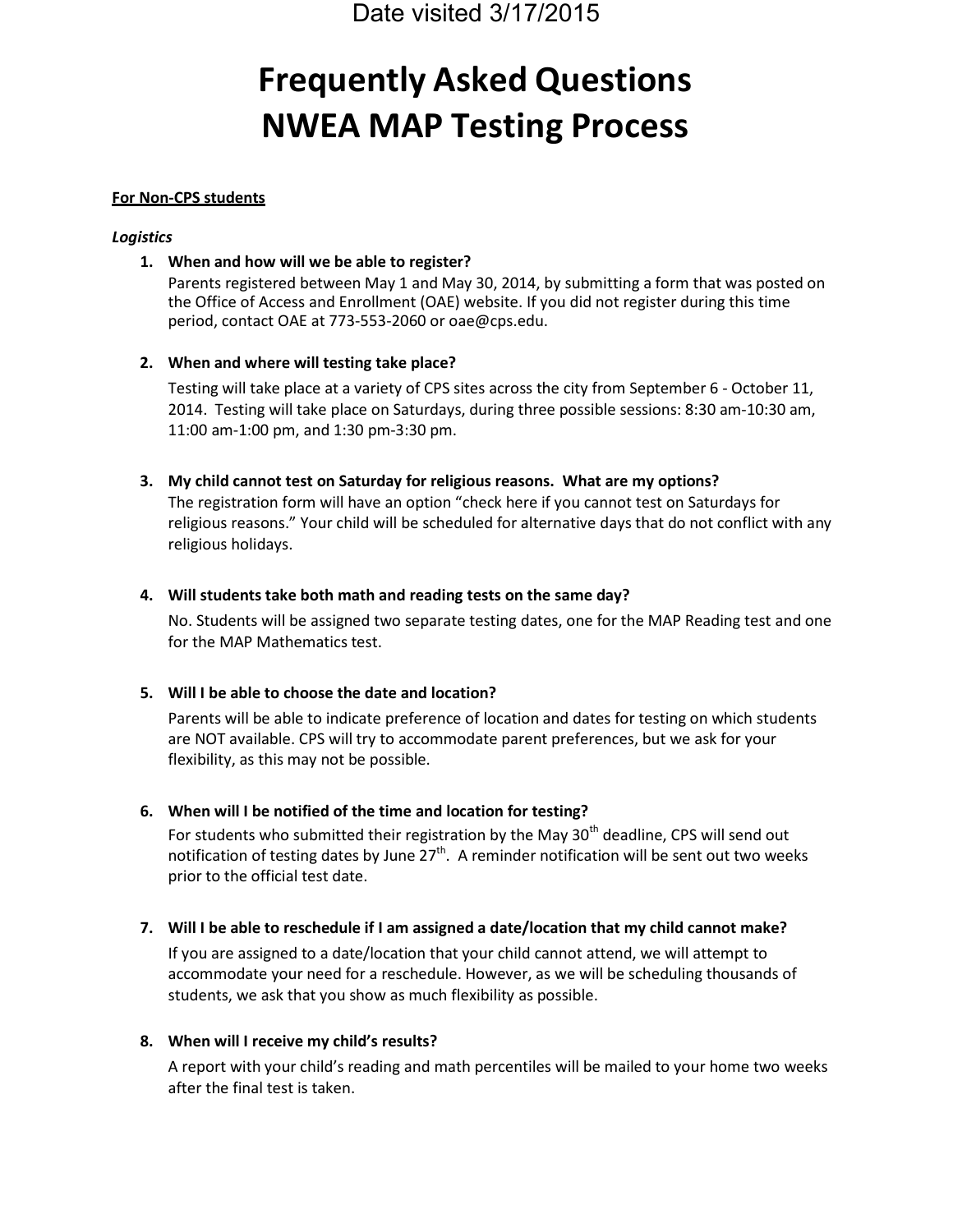Date visited 3/17/2015

# Frequently Asked Questions
# NWEA MAP Testing Process

**For Non-CPS students**

*Logistics*

1. **When and how will we be able to register?**
   Parents registered between May 1 and May 30, 2014, by submitting a form that was posted on the Office of Access and Enrollment (OAE) website. If you did not register during this time period, contact OAE at 773-553-2060 or oae@cps.edu.

2. **When and where will testing take place?**
   Testing will take place at a variety of CPS sites across the city from September 6 - October 11, 2014. Testing will take place on Saturdays, during three possible sessions: 8:30 am-10:30 am, 11:00 am-1:00 pm, and 1:30 pm-3:30 pm.

3. **My child cannot test on Saturday for religious reasons. What are my options?**
   The registration form will have an option "check here if you cannot test on Saturdays for religious reasons." Your child will be scheduled for alternative days that do not conflict with any religious holidays.

4. **Will students take both math and reading tests on the same day?**
   No. Students will be assigned two separate testing dates, one for the MAP Reading test and one for the MAP Mathematics test.

5. **Will I be able to choose the date and location?**
   Parents will be able to indicate preference of location and dates for testing on which students are NOT available. CPS will try to accommodate parent preferences, but we ask for your flexibility, as this may not be possible.

6. **When will I be notified of the time and location for testing?**
   For students who submitted their registration by the May 30th deadline, CPS will send out notification of testing dates by June 27th. A reminder notification will be sent out two weeks prior to the official test date.

7. **Will I be able to reschedule if I am assigned a date/location that my child cannot make?**
   If you are assigned to a date/location that your child cannot attend, we will attempt to accommodate your need for a reschedule. However, as we will be scheduling thousands of students, we ask that you show as much flexibility as possible.

8. **When will I receive my child's results?**
   A report with your child's reading and math percentiles will be mailed to your home two weeks after the final test is taken.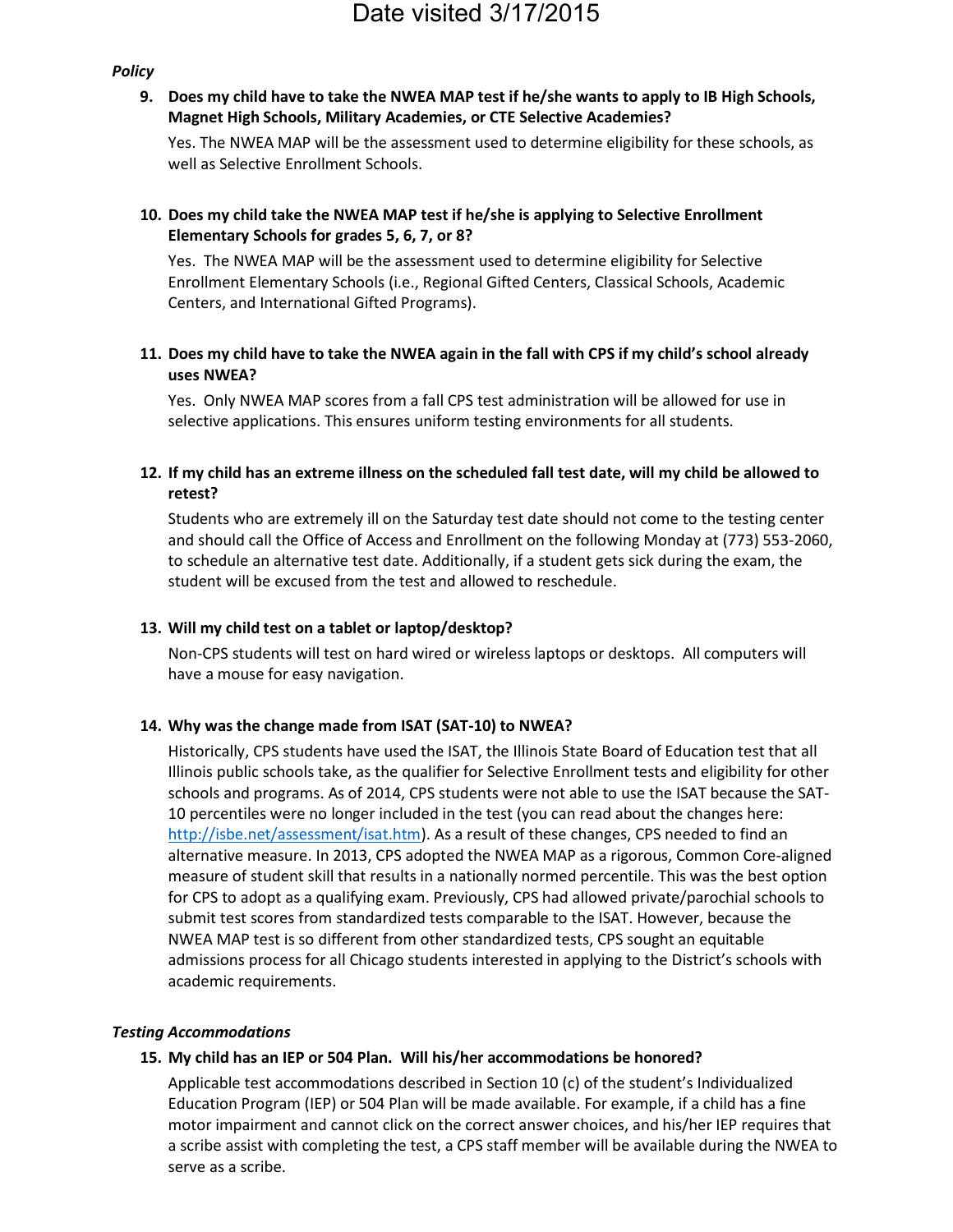*Policy*

9. **Does my child have to take the NWEA MAP test if he/she wants to apply to IB High Schools, Magnet High Schools, Military Academies, or CTE Selective Academies?**

   Yes. The NWEA MAP will be the assessment used to determine eligibility for these schools, as well as Selective Enrollment Schools.

10. **Does my child take the NWEA MAP test if he/she is applying to Selective Enrollment Elementary Schools for grades 5, 6, 7, or 8?**

    Yes. The NWEA MAP will be the assessment used to determine eligibility for Selective Enrollment Elementary Schools (i.e., Regional Gifted Centers, Classical Schools, Academic Centers, and International Gifted Programs).

11. **Does my child have to take the NWEA again in the fall with CPS if my child's school already uses NWEA?**

    Yes. Only NWEA MAP scores from a fall CPS test administration will be allowed for use in selective applications. This ensures uniform testing environments for all students.

12. **If my child has an extreme illness on the scheduled fall test date, will my child be allowed to retest?**

    Students who are extremely ill on the Saturday test date should not come to the testing center and should call the Office of Access and Enrollment on the following Monday at (773) 553-2060, to schedule an alternative test date. Additionally, if a student gets sick during the exam, the student will be excused from the test and allowed to reschedule.

13. **Will my child test on a tablet or laptop/desktop?**

    Non-CPS students will test on hard wired or wireless laptops or desktops. All computers will have a mouse for easy navigation.

14. **Why was the change made from ISAT (SAT-10) to NWEA?**

    Historically, CPS students have used the ISAT, the Illinois State Board of Education test that all Illinois public schools take, as the qualifier for Selective Enrollment tests and eligibility for other schools and programs. As of 2014, CPS students were not able to use the ISAT because the SAT-10 percentiles were no longer included in the test (you can read about the changes here: http://isbe.net/assessment/isat.htm). As a result of these changes, CPS needed to find an alternative measure. In 2013, CPS adopted the NWEA MAP as a rigorous, Common Core-aligned measure of student skill that results in a nationally normed percentile. This was the best option for CPS to adopt as a qualifying exam. Previously, CPS had allowed private/parochial schools to submit test scores from standardized tests comparable to the ISAT. However, because the NWEA MAP test is so different from other standardized tests, CPS sought an equitable admissions process for all Chicago students interested in applying to the District's schools with academic requirements.

*Testing Accommodations*

15. **My child has an IEP or 504 Plan. Will his/her accommodations be honored?**

    Applicable test accommodations described in Section 10 (c) of the student's Individualized Education Program (IEP) or 504 Plan will be made available. For example, if a child has a fine motor impairment and cannot click on the correct answer choices, and his/her IEP requires that a scribe assist with completing the test, a CPS staff member will be available during the NWEA to serve as a scribe.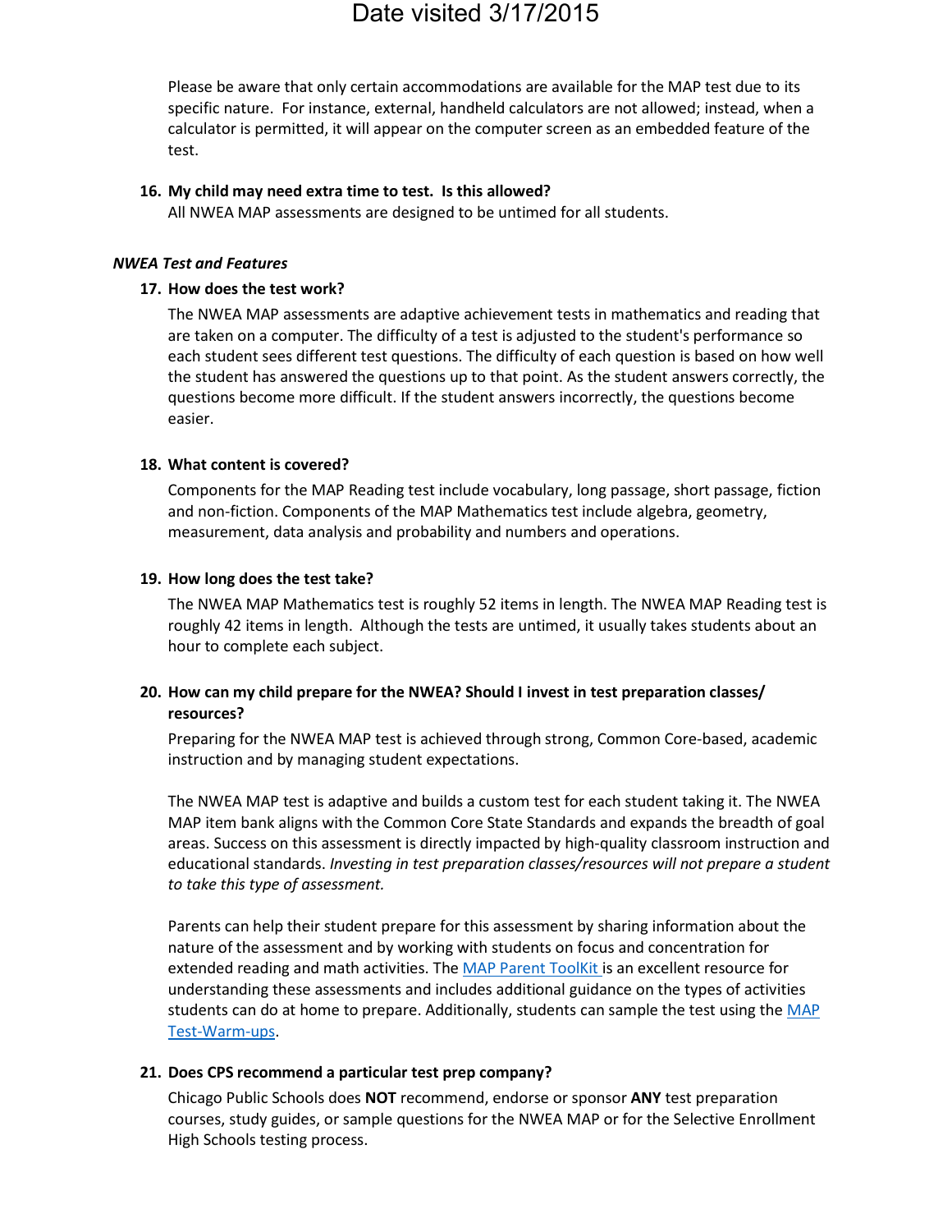Please be aware that only certain accommodations are available for the MAP test due to its specific nature. For instance, external, handheld calculators are not allowed; instead, when a calculator is permitted, it will appear on the computer screen as an embedded feature of the test.

16. **My child may need extra time to test. Is this allowed?**
    All NWEA MAP assessments are designed to be untimed for all students.

***NWEA Test and Features***

17. **How does the test work?**
    The NWEA MAP assessments are adaptive achievement tests in mathematics and reading that are taken on a computer. The difficulty of a test is adjusted to the student's performance so each student sees different test questions. The difficulty of each question is based on how well the student has answered the questions up to that point. As the student answers correctly, the questions become more difficult. If the student answers incorrectly, the questions become easier.

18. **What content is covered?**
    Components for the MAP Reading test include vocabulary, long passage, short passage, fiction and non-fiction. Components of the MAP Mathematics test include algebra, geometry, measurement, data analysis and probability and numbers and operations.

19. **How long does the test take?**
    The NWEA MAP Mathematics test is roughly 52 items in length. The NWEA MAP Reading test is roughly 42 items in length. Although the tests are untimed, it usually takes students about an hour to complete each subject.

20. **How can my child prepare for the NWEA? Should I invest in test preparation classes/ resources?**
    Preparing for the NWEA MAP test is achieved through strong, Common Core-based, academic instruction and by managing student expectations.

    The NWEA MAP test is adaptive and builds a custom test for each student taking it. The NWEA MAP item bank aligns with the Common Core State Standards and expands the breadth of goal areas. Success on this assessment is directly impacted by high-quality classroom instruction and educational standards. *Investing in test preparation classes/resources will not prepare a student to take this type of assessment.*

    Parents can help their student prepare for this assessment by sharing information about the nature of the assessment and by working with students on focus and concentration for extended reading and math activities. The MAP Parent ToolKit is an excellent resource for understanding these assessments and includes additional guidance on the types of activities students can do at home to prepare. Additionally, students can sample the test using the MAP Test-Warm-ups.

21. **Does CPS recommend a particular test prep company?**
    Chicago Public Schools does **NOT** recommend, endorse or sponsor **ANY** test preparation courses, study guides, or sample questions for the NWEA MAP or for the Selective Enrollment High Schools testing process.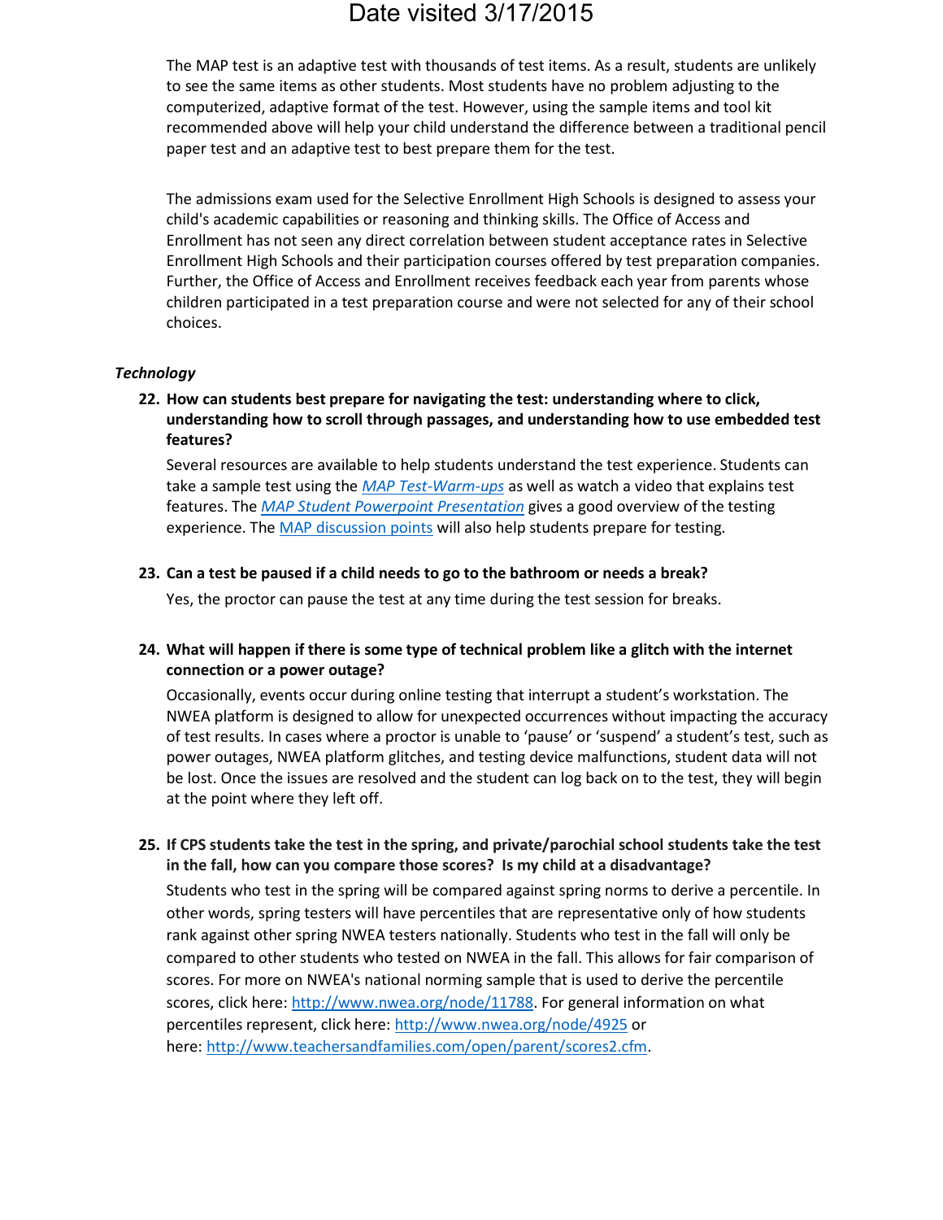The MAP test is an adaptive test with thousands of test items. As a result, students are unlikely to see the same items as other students. Most students have no problem adjusting to the computerized, adaptive format of the test. However, using the sample items and tool kit recommended above will help your child understand the difference between a traditional pencil paper test and an adaptive test to best prepare them for the test.

The admissions exam used for the Selective Enrollment High Schools is designed to assess your child's academic capabilities or reasoning and thinking skills. The Office of Access and Enrollment has not seen any direct correlation between student acceptance rates in Selective Enrollment High Schools and their participation courses offered by test preparation companies. Further, the Office of Access and Enrollment receives feedback each year from parents whose children participated in a test preparation course and were not selected for any of their school choices.

*Technology*

22. **How can students best prepare for navigating the test: understanding where to click, understanding how to scroll through passages, and understanding how to use embedded test features?**

    Several resources are available to help students understand the test experience. Students can take a sample test using the *MAP Test-Warm-ups* as well as watch a video that explains test features. The *MAP Student Powerpoint Presentation* gives a good overview of the testing experience. The MAP discussion points will also help students prepare for testing.

23. **Can a test be paused if a child needs to go to the bathroom or needs a break?**

    Yes, the proctor can pause the test at any time during the test session for breaks.

24. **What will happen if there is some type of technical problem like a glitch with the internet connection or a power outage?**

    Occasionally, events occur during online testing that interrupt a student's workstation. The NWEA platform is designed to allow for unexpected occurrences without impacting the accuracy of test results. In cases where a proctor is unable to 'pause' or 'suspend' a student's test, such as power outages, NWEA platform glitches, and testing device malfunctions, student data will not be lost. Once the issues are resolved and the student can log back on to the test, they will begin at the point where they left off.

25. **If CPS students take the test in the spring, and private/parochial school students take the test in the fall, how can you compare those scores? Is my child at a disadvantage?**

    Students who test in the spring will be compared against spring norms to derive a percentile. In other words, spring testers will have percentiles that are representative only of how students rank against other spring NWEA testers nationally. Students who test in the fall will only be compared to other students who tested on NWEA in the fall. This allows for fair comparison of scores. For more on NWEA's national norming sample that is used to derive the percentile scores, click here: http://www.nwea.org/node/11788. For general information on what percentiles represent, click here: http://www.nwea.org/node/4925 or here: http://www.teachersandfamilies.com/open/parent/scores2.cfm.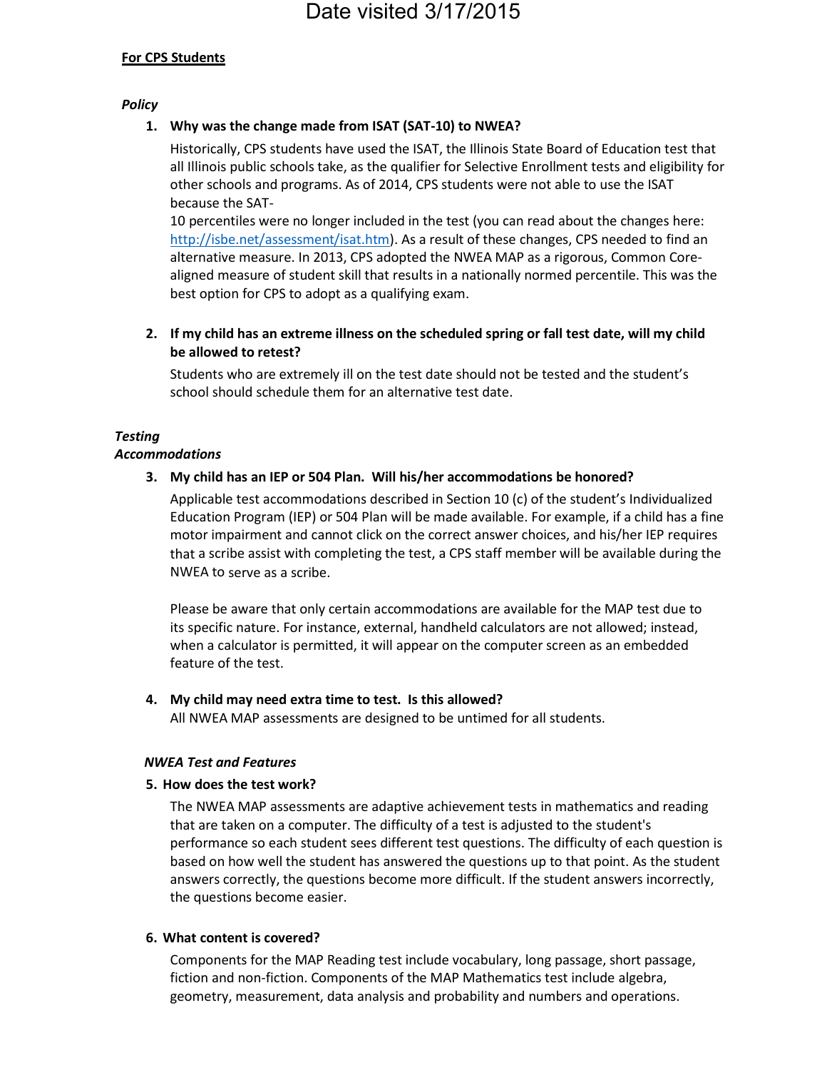Date visited 3/17/2015

**For CPS Students**

***Policy***

1. **Why was the change made from ISAT (SAT-10) to NWEA?**

   Historically, CPS students have used the ISAT, the Illinois State Board of Education test that all Illinois public schools take, as the qualifier for Selective Enrollment tests and eligibility for other schools and programs. As of 2014, CPS students were not able to use the ISAT because the SAT-10 percentiles were no longer included in the test (you can read about the changes here: http://isbe.net/assessment/isat.htm). As a result of these changes, CPS needed to find an alternative measure. In 2013, CPS adopted the NWEA MAP as a rigorous, Common Core-aligned measure of student skill that results in a nationally normed percentile. This was the best option for CPS to adopt as a qualifying exam.

2. **If my child has an extreme illness on the scheduled spring or fall test date, will my child be allowed to retest?**

   Students who are extremely ill on the test date should not be tested and the student's school should schedule them for an alternative test date.

***Testing Accommodations***

3. **My child has an IEP or 504 Plan. Will his/her accommodations be honored?**

   Applicable test accommodations described in Section 10 (c) of the student's Individualized Education Program (IEP) or 504 Plan will be made available. For example, if a child has a fine motor impairment and cannot click on the correct answer choices, and his/her IEP requires that a scribe assist with completing the test, a CPS staff member will be available during the NWEA to serve as a scribe.

   Please be aware that only certain accommodations are available for the MAP test due to its specific nature. For instance, external, handheld calculators are not allowed; instead, when a calculator is permitted, it will appear on the computer screen as an embedded feature of the test.

4. **My child may need extra time to test. Is this allowed?**

   All NWEA MAP assessments are designed to be untimed for all students.

***NWEA Test and Features***

5. **How does the test work?**

   The NWEA MAP assessments are adaptive achievement tests in mathematics and reading that are taken on a computer. The difficulty of a test is adjusted to the student's performance so each student sees different test questions. The difficulty of each question is based on how well the student has answered the questions up to that point. As the student answers correctly, the questions become more difficult. If the student answers incorrectly, the questions become easier.

6. **What content is covered?**

   Components for the MAP Reading test include vocabulary, long passage, short passage, fiction and non-fiction. Components of the MAP Mathematics test include algebra, geometry, measurement, data analysis and probability and numbers and operations.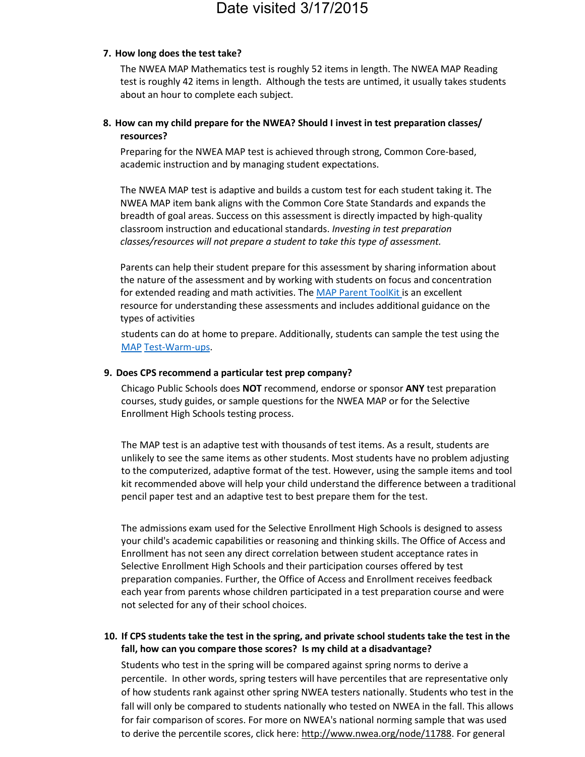Date visited 3/17/2015

7. **How long does the test take?**

   The NWEA MAP Mathematics test is roughly 52 items in length. The NWEA MAP Reading test is roughly 42 items in length. Although the tests are untimed, it usually takes students about an hour to complete each subject.

8. **How can my child prepare for the NWEA? Should I invest in test preparation classes/ resources?**

   Preparing for the NWEA MAP test is achieved through strong, Common Core-based, academic instruction and by managing student expectations.

   The NWEA MAP test is adaptive and builds a custom test for each student taking it. The NWEA MAP item bank aligns with the Common Core State Standards and expands the breadth of goal areas. Success on this assessment is directly impacted by high-quality classroom instruction and educational standards. *Investing in test preparation classes/resources will not prepare a student to take this type of assessment.*

   Parents can help their student prepare for this assessment by sharing information about the nature of the assessment and by working with students on focus and concentration for extended reading and math activities. The [MAP Parent ToolKit](#) is an excellent resource for understanding these assessments and includes additional guidance on the types of activities

   students can do at home to prepare. Additionally, students can sample the test using the [MAP Test-Warm-ups](#).

9. **Does CPS recommend a particular test prep company?**

   Chicago Public Schools does **NOT** recommend, endorse or sponsor **ANY** test preparation courses, study guides, or sample questions for the NWEA MAP or for the Selective Enrollment High Schools testing process.

   The MAP test is an adaptive test with thousands of test items. As a result, students are unlikely to see the same items as other students. Most students have no problem adjusting to the computerized, adaptive format of the test. However, using the sample items and tool kit recommended above will help your child understand the difference between a traditional pencil paper test and an adaptive test to best prepare them for the test.

   The admissions exam used for the Selective Enrollment High Schools is designed to assess your child's academic capabilities or reasoning and thinking skills. The Office of Access and Enrollment has not seen any direct correlation between student acceptance rates in Selective Enrollment High Schools and their participation courses offered by test preparation companies. Further, the Office of Access and Enrollment receives feedback each year from parents whose children participated in a test preparation course and were not selected for any of their school choices.

10. **If CPS students take the test in the spring, and private school students take the test in the fall, how can you compare those scores? Is my child at a disadvantage?**

    Students who test in the spring will be compared against spring norms to derive a percentile. In other words, spring testers will have percentiles that are representative only of how students rank against other spring NWEA testers nationally. Students who test in the fall will only be compared to students nationally who tested on NWEA in the fall. This allows for fair comparison of scores. For more on NWEA's national norming sample that was used to derive the percentile scores, click here: http://www.nwea.org/node/11788. For general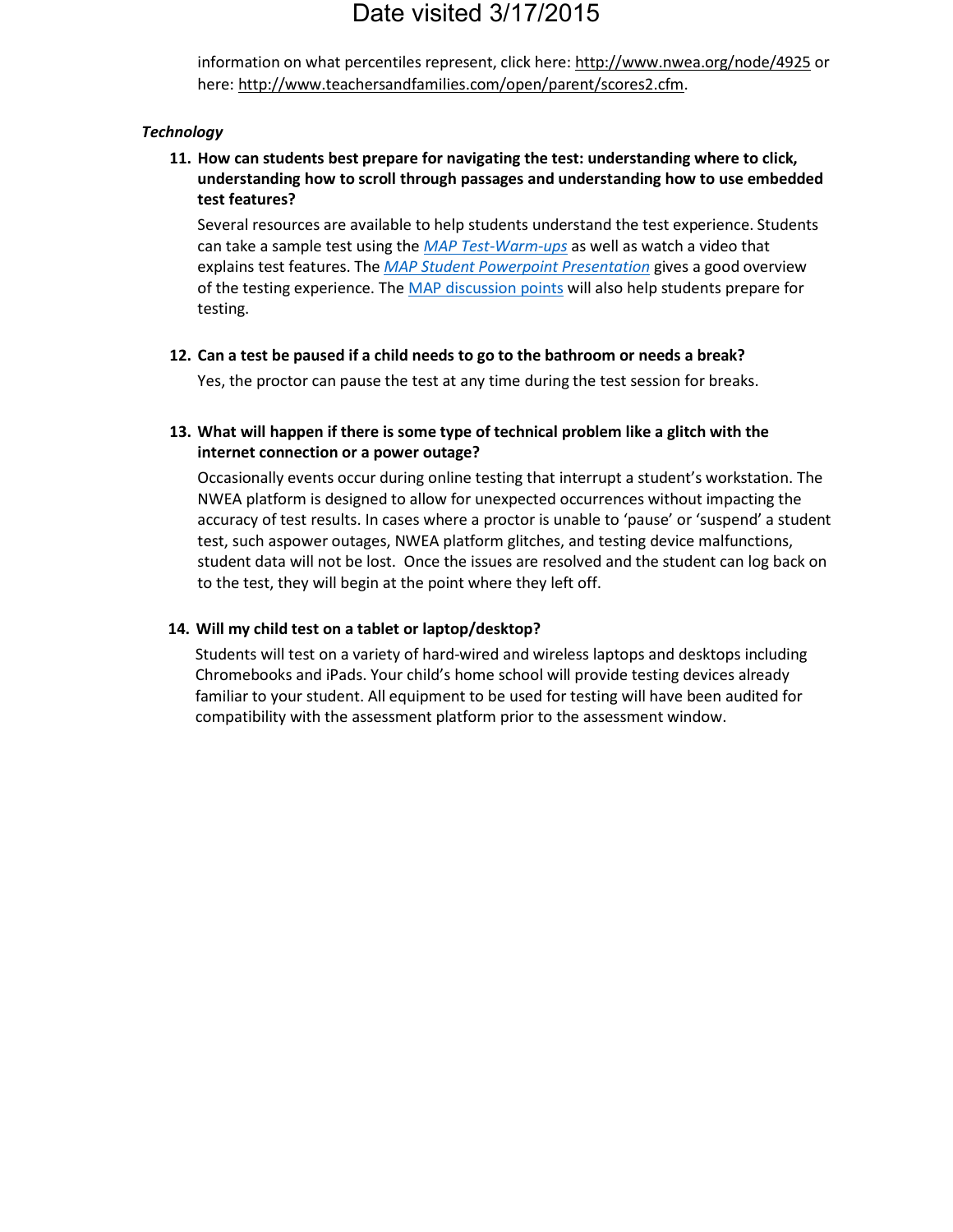information on what percentiles represent, click here: http://www.nwea.org/node/4925 or here: http://www.teachersandfamilies.com/open/parent/scores2.cfm.

***Technology***

**11. How can students best prepare for navigating the test: understanding where to click, understanding how to scroll through passages and understanding how to use embedded test features?**

Several resources are available to help students understand the test experience. Students can take a sample test using the *MAP Test-Warm-ups* as well as watch a video that explains test features. The *MAP Student Powerpoint Presentation* gives a good overview of the testing experience. The MAP discussion points will also help students prepare for testing.

**12. Can a test be paused if a child needs to go to the bathroom or needs a break?**

Yes, the proctor can pause the test at any time during the test session for breaks.

**13. What will happen if there is some type of technical problem like a glitch with the internet connection or a power outage?**

Occasionally events occur during online testing that interrupt a student's workstation. The NWEA platform is designed to allow for unexpected occurrences without impacting the accuracy of test results. In cases where a proctor is unable to 'pause' or 'suspend' a student test, such aspower outages, NWEA platform glitches, and testing device malfunctions, student data will not be lost. Once the issues are resolved and the student can log back on to the test, they will begin at the point where they left off.

**14. Will my child test on a tablet or laptop/desktop?**

Students will test on a variety of hard-wired and wireless laptops and desktops including Chromebooks and iPads. Your child's home school will provide testing devices already familiar to your student. All equipment to be used for testing will have been audited for compatibility with the assessment platform prior to the assessment window.